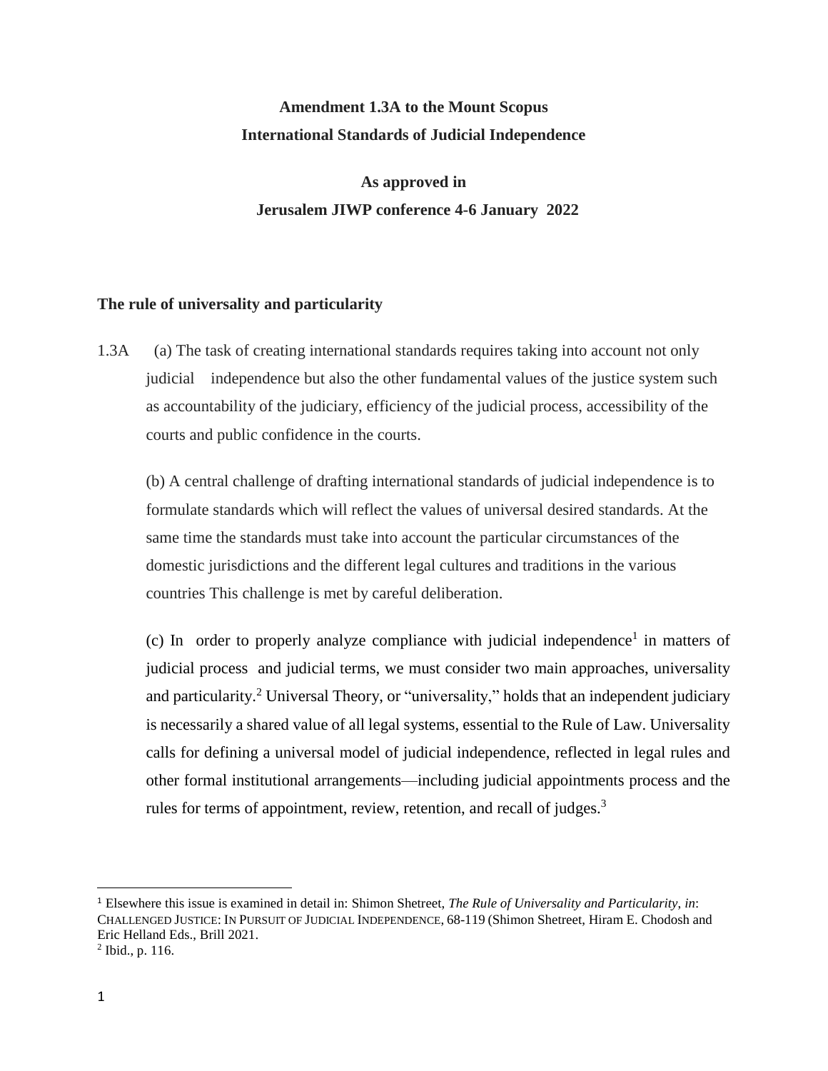**Amendment 1.3A to the Mount Scopus International Standards of Judicial Independence**

**As approved in Jerusalem JIWP conference 4-6 January 2022**

**The rule of universality and particularity**

1.3A (a) The task of creating international standards requires taking into account not only judicial independence but also the other fundamental values of the justice system such as accountability of the judiciary, efficiency of the judicial process, accessibility of the courts and public confidence in the courts.

(b) A central challenge of drafting international standards of judicial independence is to formulate standards which will reflect the values of universal desired standards. At the same time the standards must take into account the particular circumstances of the domestic jurisdictions and the different legal cultures and traditions in the various countries This challenge is met by careful deliberation.

(c) In order to properly analyze compliance with judicial independence[1] in matters of judicial process and judicial terms, we must consider two main approaches, universality and particularity.[2] Universal Theory, or "universality," holds that an independent judiciary is necessarily a shared value of all legal systems, essential to the Rule of Law. Universality calls for defining a universal model of judicial independence, reflected in legal rules and other formal institutional arrangements—including judicial appointments process and the rules for terms of appointment, review, retention, and recall of judges.[3]

---

[1] Elsewhere this issue is examined in detail in: Shimon Shetreet, *The Rule of Universality and Particularity*, *in*: CHALLENGED JUSTICE: IN PURSUIT OF JUDICIAL INDEPENDENCE, 68-119 (Shimon Shetreet, Hiram E. Chodosh and Eric Helland Eds., Brill 2021.

[2] Ibid., p. 116.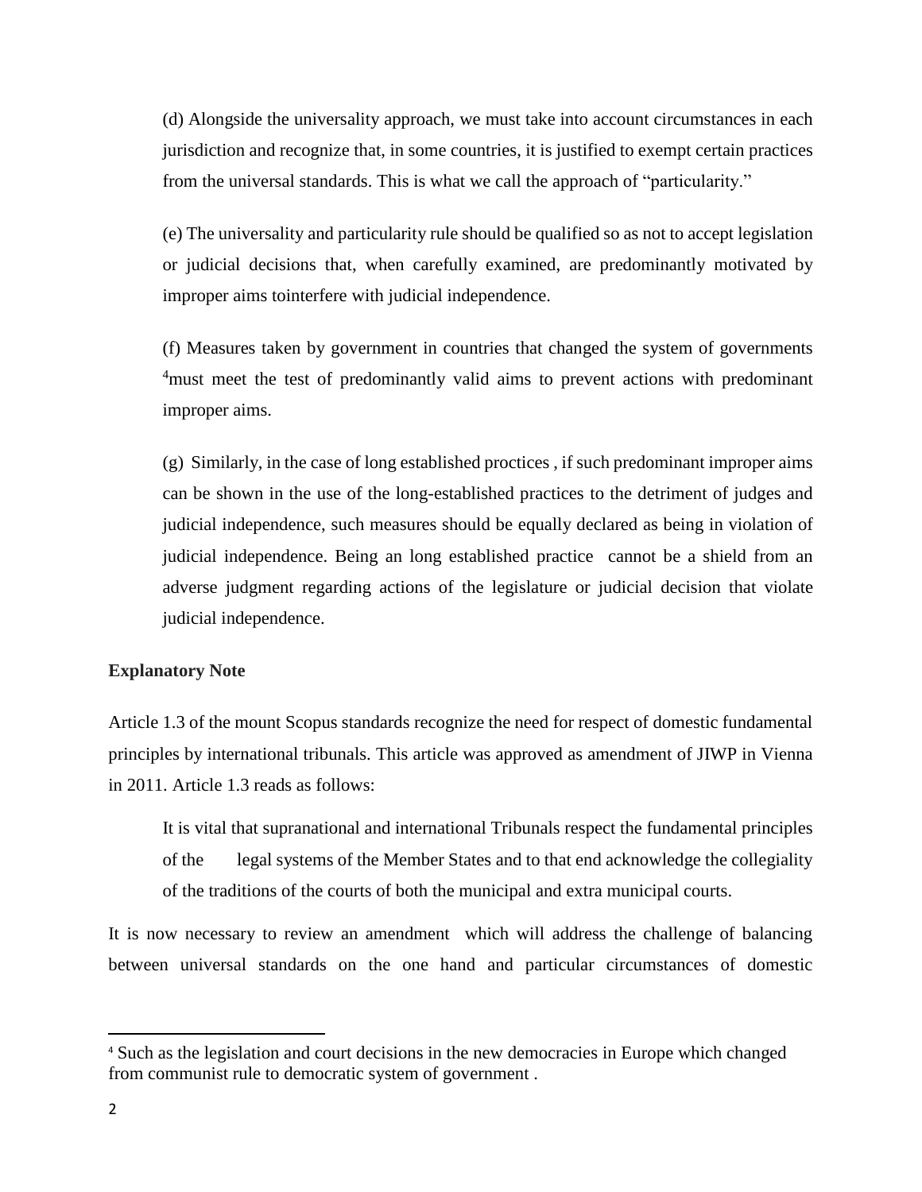(d) Alongside the universality approach, we must take into account circumstances in each jurisdiction and recognize that, in some countries, it is justified to exempt certain practices from the universal standards. This is what we call the approach of "particularity."

(e) The universality and particularity rule should be qualified so as not to accept legislation or judicial decisions that, when carefully examined, are predominantly motivated by improper aims tointerfere with judicial independence.

(f) Measures taken by government in countries that changed the system of governments [4]must meet the test of predominantly valid aims to prevent actions with predominant improper aims.

(g) Similarly, in the case of long established proctices , if such predominant improper aims can be shown in the use of the long-established practices to the detriment of judges and judicial independence, such measures should be equally declared as being in violation of judicial independence. Being an long established practice cannot be a shield from an adverse judgment regarding actions of the legislature or judicial decision that violate judicial independence.

**Explanatory Note**

Article 1.3 of the mount Scopus standards recognize the need for respect of domestic fundamental principles by international tribunals. This article was approved as amendment of JIWP in Vienna in 2011. Article 1.3 reads as follows:

> It is vital that supranational and international Tribunals respect the fundamental principles of the legal systems of the Member States and to that end acknowledge the collegiality of the traditions of the courts of both the municipal and extra municipal courts.

It is now necessary to review an amendment which will address the challenge of balancing between universal standards on the one hand and particular circumstances of domestic

---

[4] Such as the legislation and court decisions in the new democracies in Europe which changed from communist rule to democratic system of government .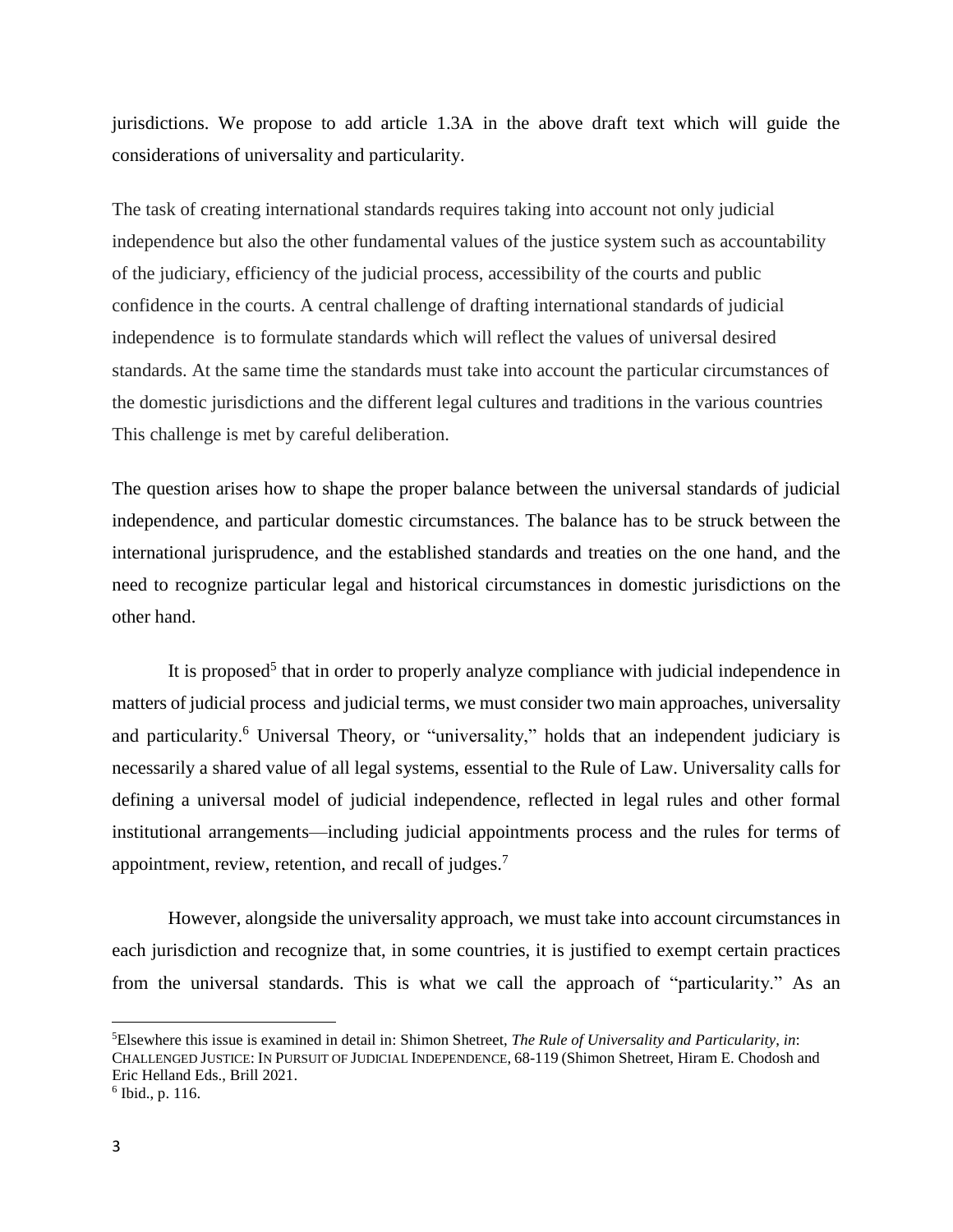jurisdictions. We propose to add article 1.3A in the above draft text which will guide the considerations of universality and particularity.

The task of creating international standards requires taking into account not only judicial independence but also the other fundamental values of the justice system such as accountability of the judiciary, efficiency of the judicial process, accessibility of the courts and public confidence in the courts. A central challenge of drafting international standards of judicial independence is to formulate standards which will reflect the values of universal desired standards. At the same time the standards must take into account the particular circumstances of the domestic jurisdictions and the different legal cultures and traditions in the various countries This challenge is met by careful deliberation.

The question arises how to shape the proper balance between the universal standards of judicial independence, and particular domestic circumstances. The balance has to be struck between the international jurisprudence, and the established standards and treaties on the one hand, and the need to recognize particular legal and historical circumstances in domestic jurisdictions on the other hand.

It is proposed[5] that in order to properly analyze compliance with judicial independence in matters of judicial process and judicial terms, we must consider two main approaches, universality and particularity.[6] Universal Theory, or "universality," holds that an independent judiciary is necessarily a shared value of all legal systems, essential to the Rule of Law. Universality calls for defining a universal model of judicial independence, reflected in legal rules and other formal institutional arrangements—including judicial appointments process and the rules for terms of appointment, review, retention, and recall of judges.[7]

However, alongside the universality approach, we must take into account circumstances in each jurisdiction and recognize that, in some countries, it is justified to exempt certain practices from the universal standards. This is what we call the approach of "particularity." As an

[5]Elsewhere this issue is examined in detail in: Shimon Shetreet, *The Rule of Universality and Particularity, in*: CHALLENGED JUSTICE: IN PURSUIT OF JUDICIAL INDEPENDENCE, 68-119 (Shimon Shetreet, Hiram E. Chodosh and Eric Helland Eds., Brill 2021.

[6] Ibid., p. 116.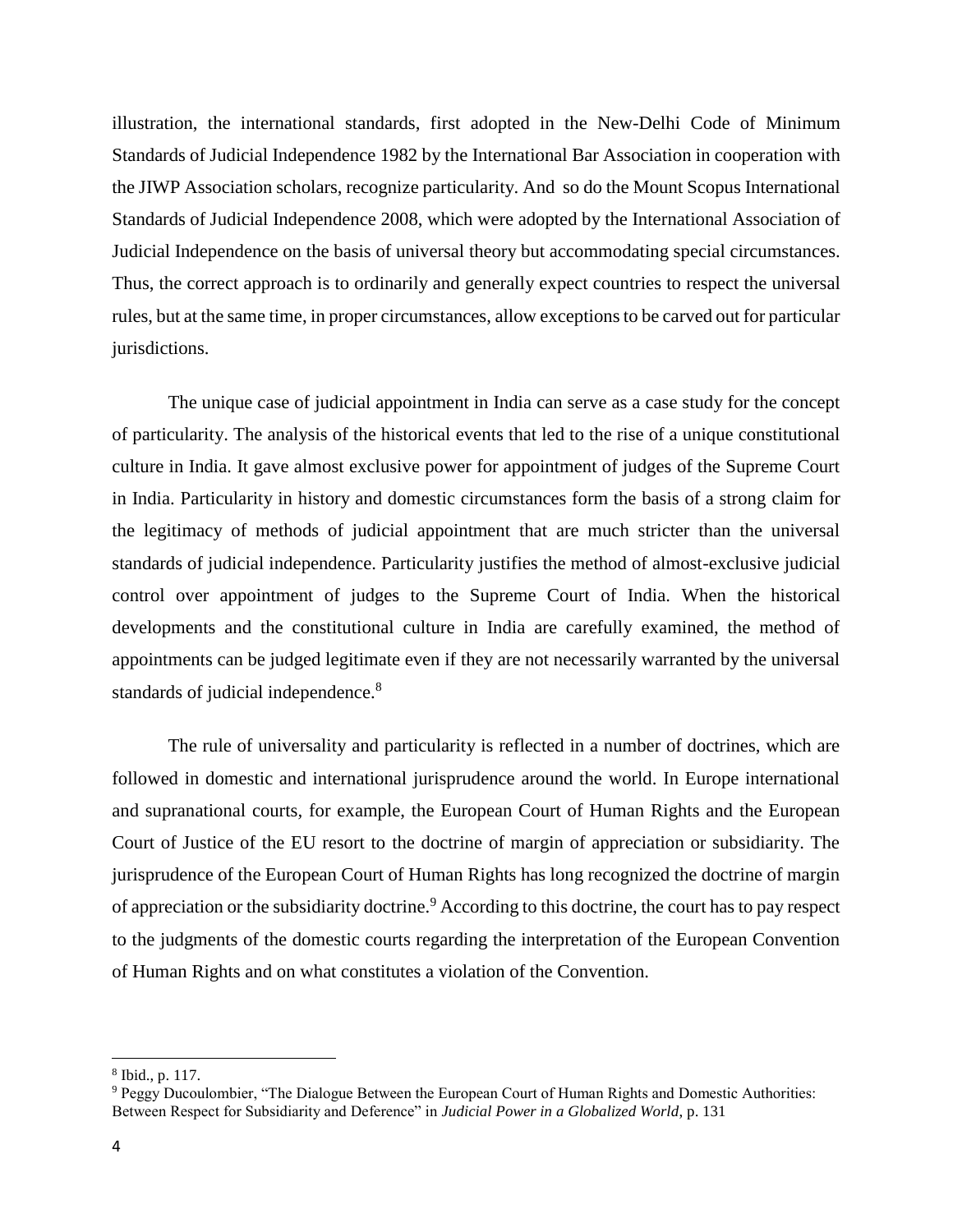illustration, the international standards, first adopted in the New-Delhi Code of Minimum Standards of Judicial Independence 1982 by the International Bar Association in cooperation with the JIWP Association scholars, recognize particularity. And so do the Mount Scopus International Standards of Judicial Independence 2008, which were adopted by the International Association of Judicial Independence on the basis of universal theory but accommodating special circumstances. Thus, the correct approach is to ordinarily and generally expect countries to respect the universal rules, but at the same time, in proper circumstances, allow exceptions to be carved out for particular jurisdictions.

The unique case of judicial appointment in India can serve as a case study for the concept of particularity. The analysis of the historical events that led to the rise of a unique constitutional culture in India. It gave almost exclusive power for appointment of judges of the Supreme Court in India. Particularity in history and domestic circumstances form the basis of a strong claim for the legitimacy of methods of judicial appointment that are much stricter than the universal standards of judicial independence. Particularity justifies the method of almost-exclusive judicial control over appointment of judges to the Supreme Court of India. When the historical developments and the constitutional culture in India are carefully examined, the method of appointments can be judged legitimate even if they are not necessarily warranted by the universal standards of judicial independence.[8]

The rule of universality and particularity is reflected in a number of doctrines, which are followed in domestic and international jurisprudence around the world. In Europe international and supranational courts, for example, the European Court of Human Rights and the European Court of Justice of the EU resort to the doctrine of margin of appreciation or subsidiarity. The jurisprudence of the European Court of Human Rights has long recognized the doctrine of margin of appreciation or the subsidiarity doctrine.[9] According to this doctrine, the court has to pay respect to the judgments of the domestic courts regarding the interpretation of the European Convention of Human Rights and on what constitutes a violation of the Convention.

---

[8] Ibid., p. 117.

[9] Peggy Ducoulombier, "The Dialogue Between the European Court of Human Rights and Domestic Authorities: Between Respect for Subsidiarity and Deference" in *Judicial Power in a Globalized World*, p. 131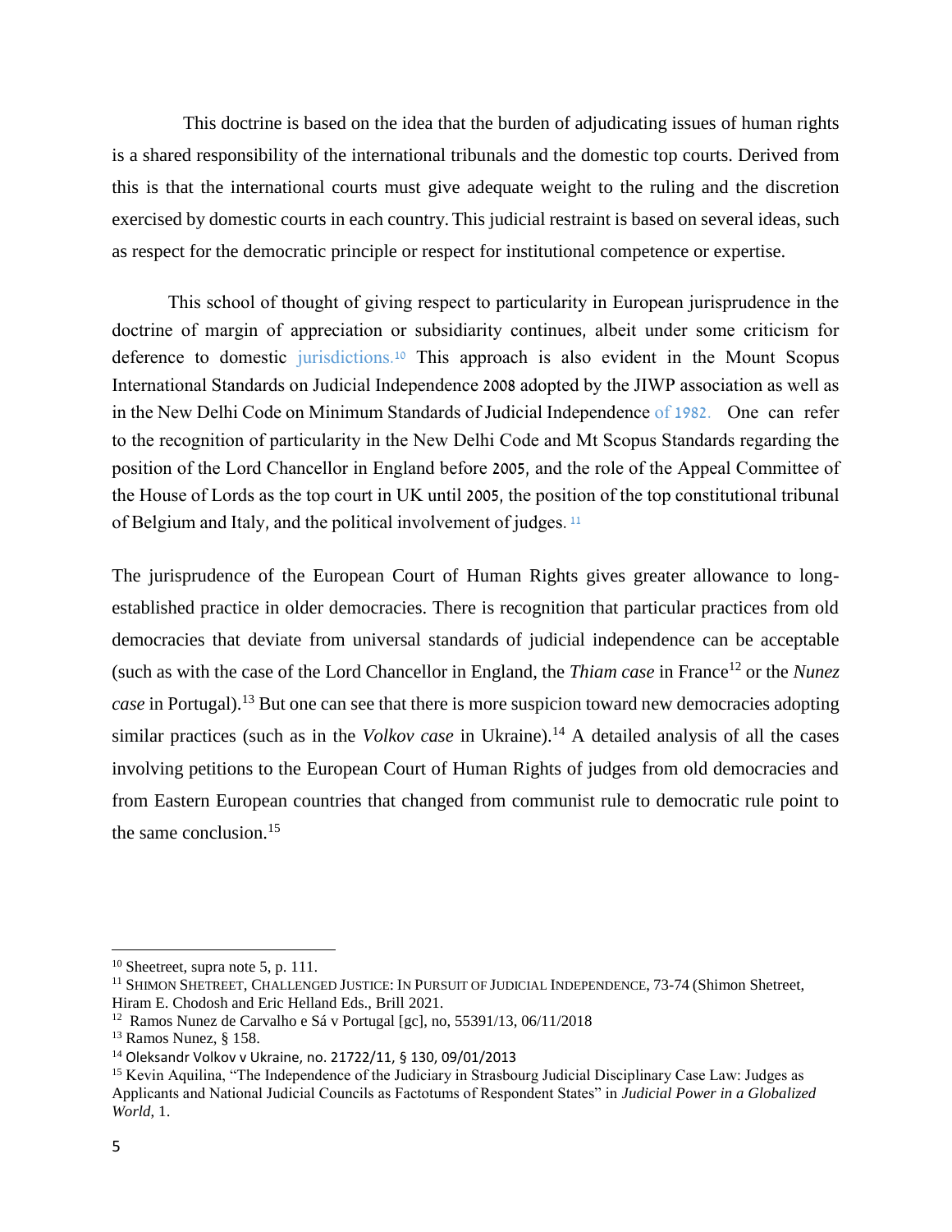This doctrine is based on the idea that the burden of adjudicating issues of human rights is a shared responsibility of the international tribunals and the domestic top courts. Derived from this is that the international courts must give adequate weight to the ruling and the discretion exercised by domestic courts in each country. This judicial restraint is based on several ideas, such as respect for the democratic principle or respect for institutional competence or expertise.

This school of thought of giving respect to particularity in European jurisprudence in the doctrine of margin of appreciation or subsidiarity continues, albeit under some criticism for deference to domestic jurisdictions.[10] This approach is also evident in the Mount Scopus International Standards on Judicial Independence 2008 adopted by the JIWP association as well as in the New Delhi Code on Minimum Standards of Judicial Independence of 1982. One can refer to the recognition of particularity in the New Delhi Code and Mt Scopus Standards regarding the position of the Lord Chancellor in England before 2005, and the role of the Appeal Committee of the House of Lords as the top court in UK until 2005, the position of the top constitutional tribunal of Belgium and Italy, and the political involvement of judges.[11]

The jurisprudence of the European Court of Human Rights gives greater allowance to long-established practice in older democracies. There is recognition that particular practices from old democracies that deviate from universal standards of judicial independence can be acceptable (such as with the case of the Lord Chancellor in England, the *Thiam case* in France[12] or the *Nunez case* in Portugal).[13] But one can see that there is more suspicion toward new democracies adopting similar practices (such as in the *Volkov case* in Ukraine).[14] A detailed analysis of all the cases involving petitions to the European Court of Human Rights of judges from old democracies and from Eastern European countries that changed from communist rule to democratic rule point to the same conclusion.[15]

---

[10] Sheetreet, supra note 5, p. 111.

[11] SHIMON SHETREET, CHALLENGED JUSTICE: IN PURSUIT OF JUDICIAL INDEPENDENCE, 73-74 (Shimon Shetreet, Hiram E. Chodosh and Eric Helland Eds., Brill 2021.

[12] Ramos Nunez de Carvalho e Sá v Portugal [gc], no, 55391/13, 06/11/2018

[13] Ramos Nunez, § 158.

[14] Oleksandr Volkov v Ukraine, no. 21722/11, § 130, 09/01/2013

[15] Kevin Aquilina, "The Independence of the Judiciary in Strasbourg Judicial Disciplinary Case Law: Judges as Applicants and National Judicial Councils as Factotums of Respondent States" in *Judicial Power in a Globalized World*, 1.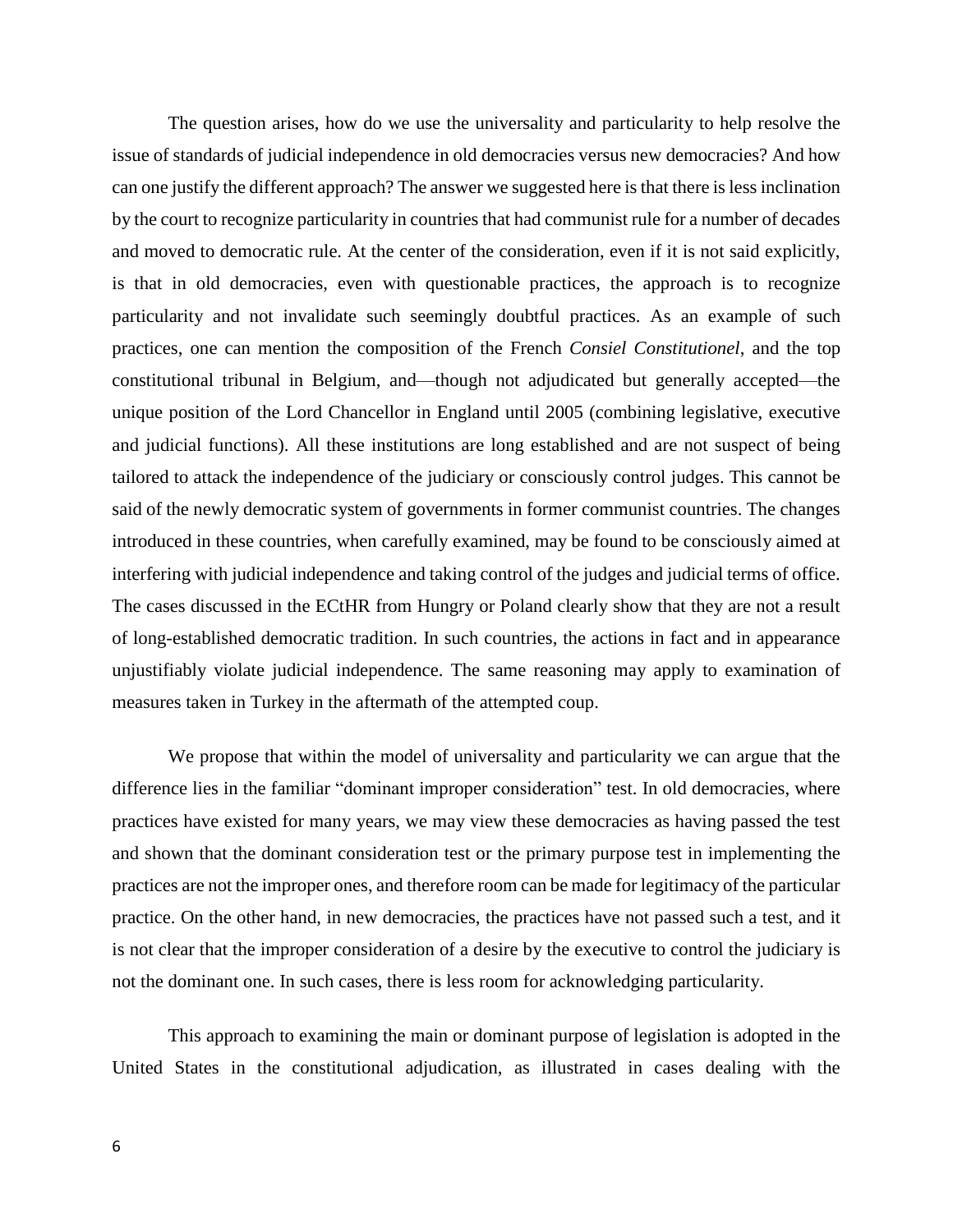The question arises, how do we use the universality and particularity to help resolve the issue of standards of judicial independence in old democracies versus new democracies? And how can one justify the different approach? The answer we suggested here is that there is less inclination by the court to recognize particularity in countries that had communist rule for a number of decades and moved to democratic rule. At the center of the consideration, even if it is not said explicitly, is that in old democracies, even with questionable practices, the approach is to recognize particularity and not invalidate such seemingly doubtful practices. As an example of such practices, one can mention the composition of the French *Consiel Constitutionel*, and the top constitutional tribunal in Belgium, and—though not adjudicated but generally accepted—the unique position of the Lord Chancellor in England until 2005 (combining legislative, executive and judicial functions). All these institutions are long established and are not suspect of being tailored to attack the independence of the judiciary or consciously control judges. This cannot be said of the newly democratic system of governments in former communist countries. The changes introduced in these countries, when carefully examined, may be found to be consciously aimed at interfering with judicial independence and taking control of the judges and judicial terms of office. The cases discussed in the ECtHR from Hungry or Poland clearly show that they are not a result of long-established democratic tradition. In such countries, the actions in fact and in appearance unjustifiably violate judicial independence. The same reasoning may apply to examination of measures taken in Turkey in the aftermath of the attempted coup.

We propose that within the model of universality and particularity we can argue that the difference lies in the familiar "dominant improper consideration" test. In old democracies, where practices have existed for many years, we may view these democracies as having passed the test and shown that the dominant consideration test or the primary purpose test in implementing the practices are not the improper ones, and therefore room can be made for legitimacy of the particular practice. On the other hand, in new democracies, the practices have not passed such a test, and it is not clear that the improper consideration of a desire by the executive to control the judiciary is not the dominant one. In such cases, there is less room for acknowledging particularity.

This approach to examining the main or dominant purpose of legislation is adopted in the United States in the constitutional adjudication, as illustrated in cases dealing with the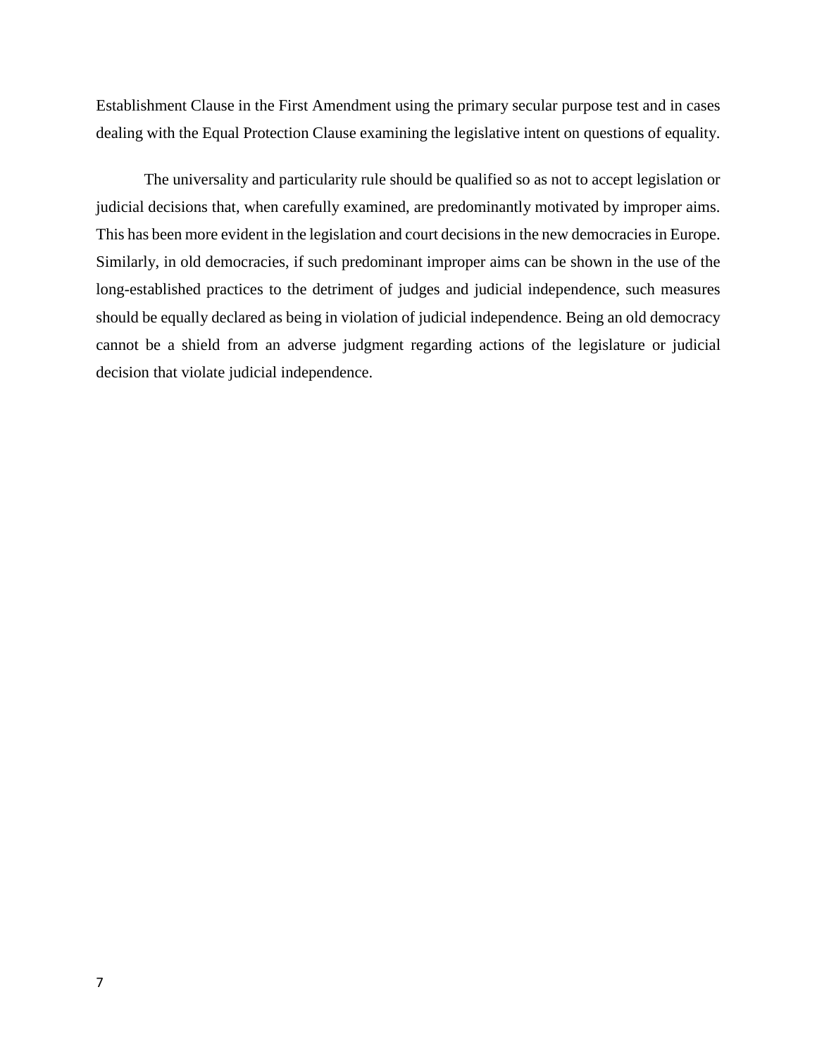Establishment Clause in the First Amendment using the primary secular purpose test and in cases dealing with the Equal Protection Clause examining the legislative intent on questions of equality.

The universality and particularity rule should be qualified so as not to accept legislation or judicial decisions that, when carefully examined, are predominantly motivated by improper aims. This has been more evident in the legislation and court decisions in the new democracies in Europe. Similarly, in old democracies, if such predominant improper aims can be shown in the use of the long-established practices to the detriment of judges and judicial independence, such measures should be equally declared as being in violation of judicial independence. Being an old democracy cannot be a shield from an adverse judgment regarding actions of the legislature or judicial decision that violate judicial independence.